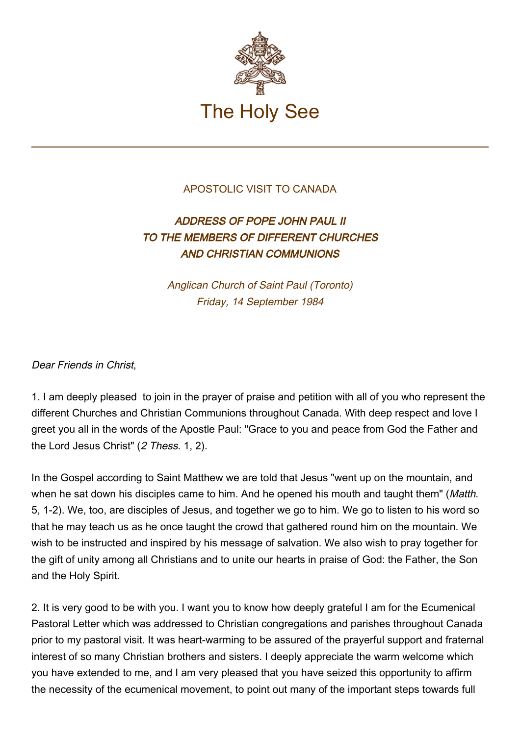# The Holy See

APOSTOLIC VISIT TO CANADA

## *ADDRESS OF POPE JOHN PAUL II TO THE MEMBERS OF DIFFERENT CHURCHES AND CHRISTIAN COMMUNIONS*

*Anglican Church of Saint Paul (Toronto)*
*Friday, 14 September 1984*

*Dear Friends in Christ*,

1. I am deeply pleased to join in the prayer of praise and petition with all of you who represent the different Churches and Christian Communions throughout Canada. With deep respect and love I greet you all in the words of the Apostle Paul: "Grace to you and peace from God the Father and the Lord Jesus Christ" (*2 Thess*. 1, 2).

In the Gospel according to Saint Matthew we are told that Jesus "went up on the mountain, and when he sat down his disciples came to him. And he opened his mouth and taught them" (*Matth*. 5, 1-2). We, too, are disciples of Jesus, and together we go to him. We go to listen to his word so that he may teach us as he once taught the crowd that gathered round him on the mountain. We wish to be instructed and inspired by his message of salvation. We also wish to pray together for the gift of unity among all Christians and to unite our hearts in praise of God: the Father, the Son and the Holy Spirit.

2. It is very good to be with you. I want you to know how deeply grateful I am for the Ecumenical Pastoral Letter which was addressed to Christian congregations and parishes throughout Canada prior to my pastoral visit. It was heart-warming to be assured of the prayerful support and fraternal interest of so many Christian brothers and sisters. I deeply appreciate the warm welcome which you have extended to me, and I am very pleased that you have seized this opportunity to affirm the necessity of the ecumenical movement, to point out many of the important steps towards full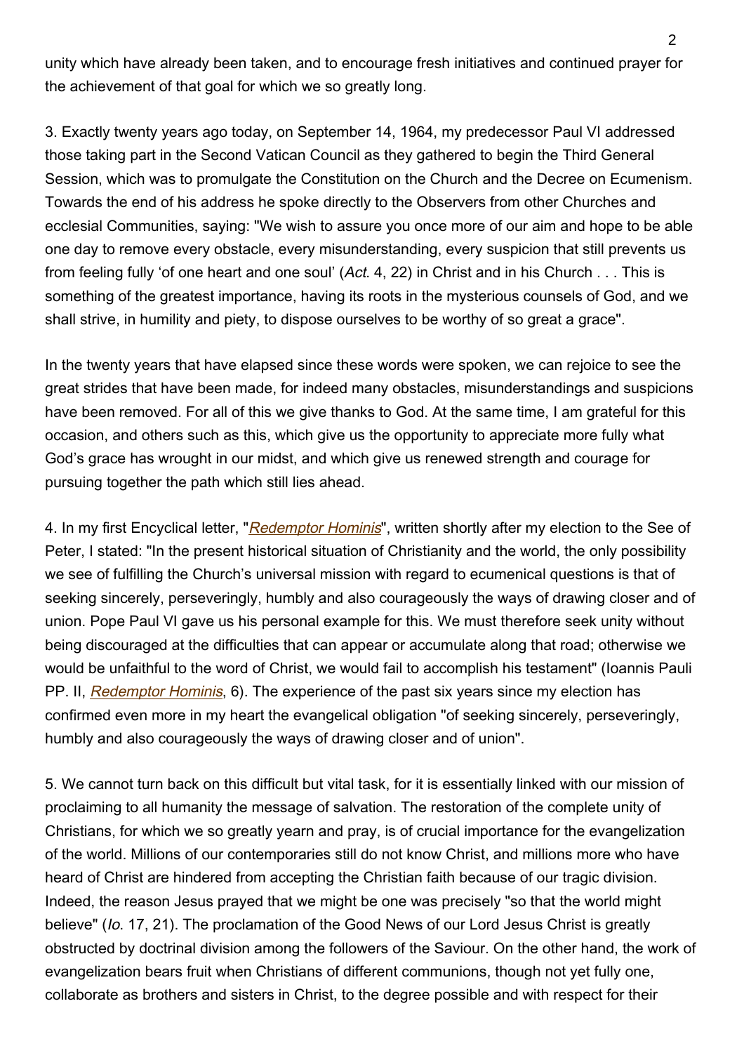unity which have already been taken, and to encourage fresh initiatives and continued prayer for the achievement of that goal for which we so greatly long.

3. Exactly twenty years ago today, on September 14, 1964, my predecessor Paul VI addressed those taking part in the Second Vatican Council as they gathered to begin the Third General Session, which was to promulgate the Constitution on the Church and the Decree on Ecumenism. Towards the end of his address he spoke directly to the Observers from other Churches and ecclesial Communities, saying: "We wish to assure you once more of our aim and hope to be able one day to remove every obstacle, every misunderstanding, every suspicion that still prevents us from feeling fully 'of one heart and one soul' (*Act*. 4, 22) in Christ and in his Church . . . This is something of the greatest importance, having its roots in the mysterious counsels of God, and we shall strive, in humility and piety, to dispose ourselves to be worthy of so great a grace".

In the twenty years that have elapsed since these words were spoken, we can rejoice to see the great strides that have been made, for indeed many obstacles, misunderstandings and suspicions have been removed. For all of this we give thanks to God. At the same time, I am grateful for this occasion, and others such as this, which give us the opportunity to appreciate more fully what God's grace has wrought in our midst, and which give us renewed strength and courage for pursuing together the path which still lies ahead.

4. In my first Encyclical letter, "*Redemptor Hominis*", written shortly after my election to the See of Peter, I stated: "In the present historical situation of Christianity and the world, the only possibility we see of fulfilling the Church's universal mission with regard to ecumenical questions is that of seeking sincerely, perseveringly, humbly and also courageously the ways of drawing closer and of union. Pope Paul VI gave us his personal example for this. We must therefore seek unity without being discouraged at the difficulties that can appear or accumulate along that road; otherwise we would be unfaithful to the word of Christ, we would fail to accomplish his testament" (Ioannis Pauli PP. II, *Redemptor Hominis*, 6). The experience of the past six years since my election has confirmed even more in my heart the evangelical obligation "of seeking sincerely, perseveringly, humbly and also courageously the ways of drawing closer and of union".

5. We cannot turn back on this difficult but vital task, for it is essentially linked with our mission of proclaiming to all humanity the message of salvation. The restoration of the complete unity of Christians, for which we so greatly yearn and pray, is of crucial importance for the evangelization of the world. Millions of our contemporaries still do not know Christ, and millions more who have heard of Christ are hindered from accepting the Christian faith because of our tragic division. Indeed, the reason Jesus prayed that we might be one was precisely "so that the world might believe" (*Io*. 17, 21). The proclamation of the Good News of our Lord Jesus Christ is greatly obstructed by doctrinal division among the followers of the Saviour. On the other hand, the work of evangelization bears fruit when Christians of different communions, though not yet fully one, collaborate as brothers and sisters in Christ, to the degree possible and with respect for their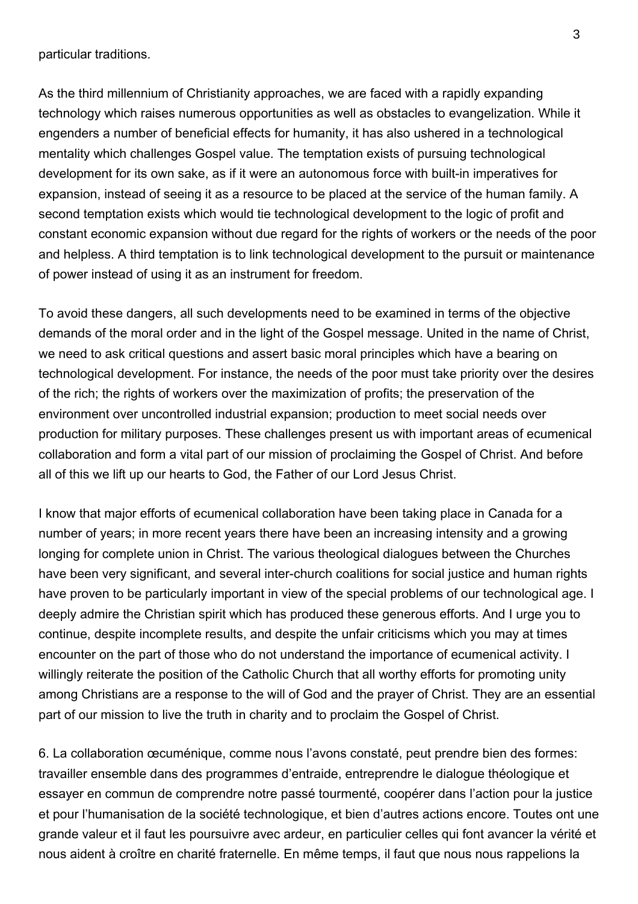particular traditions.

As the third millennium of Christianity approaches, we are faced with a rapidly expanding technology which raises numerous opportunities as well as obstacles to evangelization. While it engenders a number of beneficial effects for humanity, it has also ushered in a technological mentality which challenges Gospel value. The temptation exists of pursuing technological development for its own sake, as if it were an autonomous force with built-in imperatives for expansion, instead of seeing it as a resource to be placed at the service of the human family. A second temptation exists which would tie technological development to the logic of profit and constant economic expansion without due regard for the rights of workers or the needs of the poor and helpless. A third temptation is to link technological development to the pursuit or maintenance of power instead of using it as an instrument for freedom.

To avoid these dangers, all such developments need to be examined in terms of the objective demands of the moral order and in the light of the Gospel message. United in the name of Christ, we need to ask critical questions and assert basic moral principles which have a bearing on technological development. For instance, the needs of the poor must take priority over the desires of the rich; the rights of workers over the maximization of profits; the preservation of the environment over uncontrolled industrial expansion; production to meet social needs over production for military purposes. These challenges present us with important areas of ecumenical collaboration and form a vital part of our mission of proclaiming the Gospel of Christ. And before all of this we lift up our hearts to God, the Father of our Lord Jesus Christ.

I know that major efforts of ecumenical collaboration have been taking place in Canada for a number of years; in more recent years there have been an increasing intensity and a growing longing for complete union in Christ. The various theological dialogues between the Churches have been very significant, and several inter-church coalitions for social justice and human rights have proven to be particularly important in view of the special problems of our technological age. I deeply admire the Christian spirit which has produced these generous efforts. And I urge you to continue, despite incomplete results, and despite the unfair criticisms which you may at times encounter on the part of those who do not understand the importance of ecumenical activity. I willingly reiterate the position of the Catholic Church that all worthy efforts for promoting unity among Christians are a response to the will of God and the prayer of Christ. They are an essential part of our mission to live the truth in charity and to proclaim the Gospel of Christ.

6. La collaboration œcuménique, comme nous l'avons constaté, peut prendre bien des formes: travailler ensemble dans des programmes d'entraide, entreprendre le dialogue théologique et essayer en commun de comprendre notre passé tourmenté, coopérer dans l'action pour la justice et pour l'humanisation de la société technologique, et bien d'autres actions encore. Toutes ont une grande valeur et il faut les poursuivre avec ardeur, en particulier celles qui font avancer la vérité et nous aident à croître en charité fraternelle. En même temps, il faut que nous nous rappelions la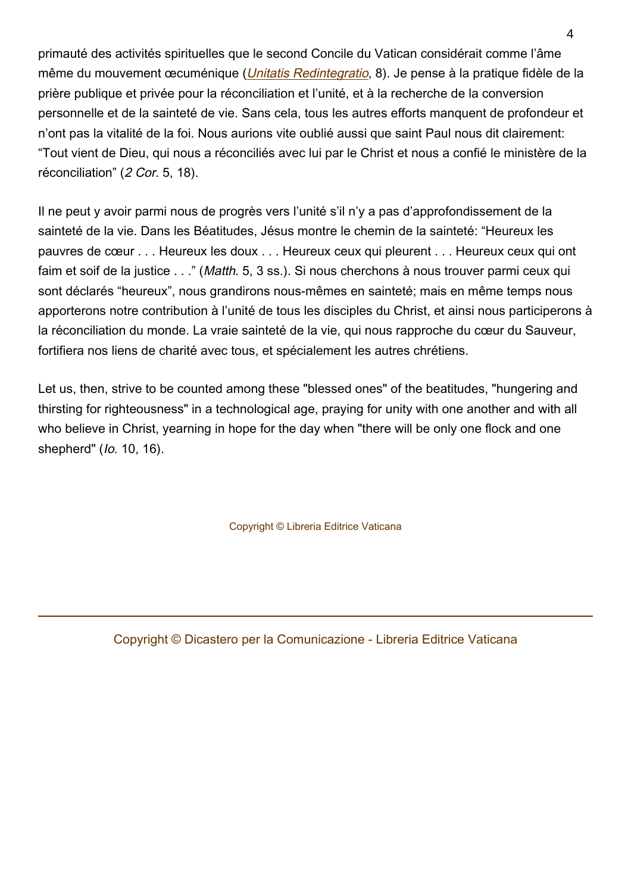primauté des activités spirituelles que le second Concile du Vatican considérait comme l’âme même du mouvement œcuménique (*Unitatis Redintegratio*, 8). Je pense à la pratique fidèle de la prière publique et privée pour la réconciliation et l’unité, et à la recherche de la conversion personnelle et de la sainteté de vie. Sans cela, tous les autres efforts manquent de profondeur et n’ont pas la vitalité de la foi. Nous aurions vite oublié aussi que saint Paul nous dit clairement: “Tout vient de Dieu, qui nous a réconciliés avec lui par le Christ et nous a confié le ministère de la réconciliation” (*2 Cor.* 5, 18).

Il ne peut y avoir parmi nous de progrès vers l’unité s’il n’y a pas d’approfondissement de la sainteté de la vie. Dans les Béatitudes, Jésus montre le chemin de la sainteté: “Heureux les pauvres de cœur . . . Heureux les doux . . . Heureux ceux qui pleurent . . . Heureux ceux qui ont faim et soif de la justice . . .” (*Matth.* 5, 3 ss.). Si nous cherchons à nous trouver parmi ceux qui sont déclarés “heureux”, nous grandirons nous-mêmes en sainteté; mais en même temps nous apporterons notre contribution à l’unité de tous les disciples du Christ, et ainsi nous participerons à la réconciliation du monde. La vraie sainteté de la vie, qui nous rapproche du cœur du Sauveur, fortifiera nos liens de charité avec tous, et spécialement les autres chrétiens.

Let us, then, strive to be counted among these "blessed ones" of the beatitudes, "hungering and thirsting for righteousness" in a technological age, praying for unity with one another and with all who believe in Christ, yearning in hope for the day when "there will be only one flock and one shepherd" (*Io.* 10, 16).

Copyright © Libreria Editrice Vaticana

Copyright © Dicastero per la Comunicazione - Libreria Editrice Vaticana